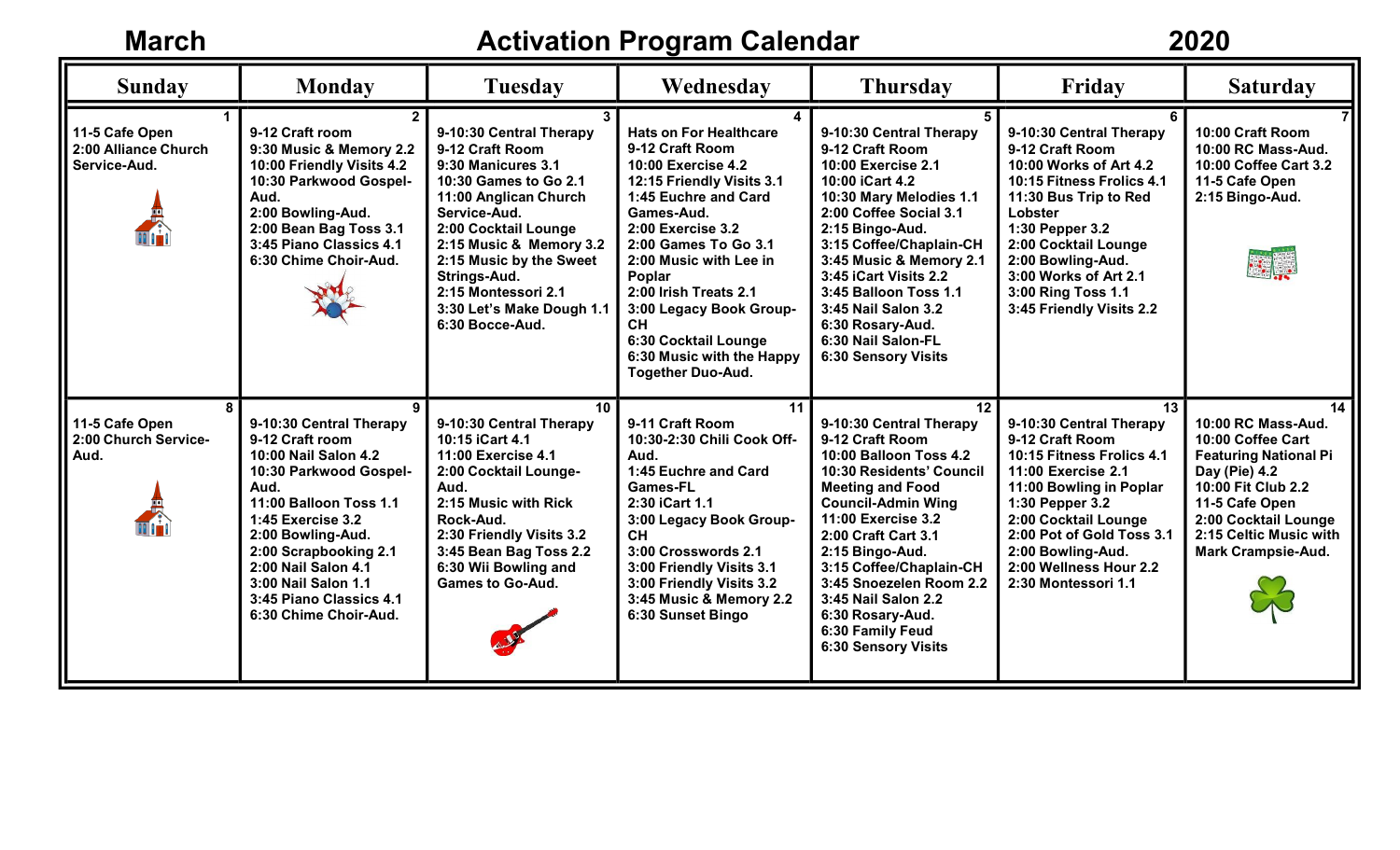# March Activation Program Calendar 2020

| Sunday | Monday | Tuesday | Wednesday | Thursday | Friday | Saturday |
|---|---|---|---|---|---|---|
| **1**<br>11-5 Cafe Open<br>2:00 Alliance Church Service-Aud. | **2**<br>9-12 Craft room<br>9:30 Music & Memory 2.2<br>10:00 Friendly Visits 4.2<br>10:30 Parkwood Gospel-Aud.<br>2:00 Bowling-Aud.<br>2:00 Bean Bag Toss 3.1<br>3:45 Piano Classics 4.1<br>6:30 Chime Choir-Aud. | **3**<br>9-10:30 Central Therapy<br>9-12 Craft Room<br>9:30 Manicures 3.1<br>10:30 Games to Go 2.1<br>11:00 Anglican Church Service-Aud.<br>2:00 Cocktail Lounge<br>2:15 Music & Memory 3.2<br>2:15 Music by the Sweet Strings-Aud.<br>2:15 Montessori 2.1<br>3:30 Let's Make Dough 1.1<br>6:30 Bocce-Aud. | **4**<br>Hats on For Healthcare<br>9-12 Craft Room<br>10:00 Exercise 4.2<br>12:15 Friendly Visits 3.1<br>1:45 Euchre and Card Games-Aud.<br>2:00 Exercise 3.2<br>2:00 Games To Go 3.1<br>2:00 Music with Lee in Poplar<br>2:00 Irish Treats 2.1<br>3:00 Legacy Book Group-CH<br>6:30 Cocktail Lounge<br>6:30 Music with the Happy Together Duo-Aud. | **5**<br>9-10:30 Central Therapy<br>9-12 Craft Room<br>10:00 Exercise 2.1<br>10:00 iCart 4.2<br>10:30 Mary Melodies 1.1<br>2:00 Coffee Social 3.1<br>2:15 Bingo-Aud.<br>3:15 Coffee/Chaplain-CH<br>3:45 Music & Memory 2.1<br>3:45 iCart Visits 2.2<br>3:45 Balloon Toss 1.1<br>3:45 Nail Salon 3.2<br>6:30 Rosary-Aud.<br>6:30 Nail Salon-FL<br>6:30 Sensory Visits | **6**<br>9-10:30 Central Therapy<br>9-12 Craft Room<br>10:00 Works of Art 4.2<br>10:15 Fitness Frolics 4.1<br>11:30 Bus Trip to Red Lobster<br>1:30 Pepper 3.2<br>2:00 Cocktail Lounge<br>2:00 Bowling-Aud.<br>3:00 Works of Art 2.1<br>3:00 Ring Toss 1.1<br>3:45 Friendly Visits 2.2 | **7**<br>10:00 Craft Room<br>10:00 RC Mass-Aud.<br>10:00 Coffee Cart 3.2<br>11-5 Cafe Open<br>2:15 Bingo-Aud. |
| **8**<br>11-5 Cafe Open<br>2:00 Church Service-Aud. | **9**<br>9-10:30 Central Therapy<br>9-12 Craft room<br>10:00 Nail Salon 4.2<br>10:30 Parkwood Gospel-Aud.<br>11:00 Balloon Toss 1.1<br>1:45 Exercise 3.2<br>2:00 Bowling-Aud.<br>2:00 Scrapbooking 2.1<br>2:00 Nail Salon 4.1<br>3:00 Nail Salon 1.1<br>3:45 Piano Classics 4.1<br>6:30 Chime Choir-Aud. | **10**<br>9-10:30 Central Therapy<br>10:15 iCart 4.1<br>11:00 Exercise 4.1<br>2:00 Cocktail Lounge-Aud.<br>2:15 Music with Rick Rock-Aud.<br>2:30 Friendly Visits 3.2<br>3:45 Bean Bag Toss 2.2<br>6:30 Wii Bowling and Games to Go-Aud. | **11**<br>9-11 Craft Room<br>10:30-2:30 Chili Cook Off-Aud.<br>1:45 Euchre and Card Games-FL<br>2:30 iCart 1.1<br>3:00 Legacy Book Group-CH<br>3:00 Crosswords 2.1<br>3:00 Friendly Visits 3.1<br>3:00 Friendly Visits 3.2<br>3:45 Music & Memory 2.2<br>6:30 Sunset Bingo | **12**<br>9-10:30 Central Therapy<br>9-12 Craft Room<br>10:00 Balloon Toss 4.2<br>10:30 Residents' Council Meeting and Food Council-Admin Wing<br>11:00 Exercise 3.2<br>2:00 Craft Cart 3.1<br>2:15 Bingo-Aud.<br>3:15 Coffee/Chaplain-CH<br>3:45 Snoezelen Room 2.2<br>3:45 Nail Salon 2.2<br>6:30 Rosary-Aud.<br>6:30 Family Feud<br>6:30 Sensory Visits | **13**<br>9-10:30 Central Therapy<br>9-12 Craft Room<br>10:15 Fitness Frolics 4.1<br>11:00 Exercise 2.1<br>11:00 Bowling in Poplar<br>1:30 Pepper 3.2<br>2:00 Cocktail Lounge<br>2:00 Pot of Gold Toss 3.1<br>2:00 Bowling-Aud.<br>2:00 Wellness Hour 2.2<br>2:30 Montessori 1.1 | **14**<br>10:00 RC Mass-Aud.<br>10:00 Coffee Cart Featuring National Pi Day (Pie) 4.2<br>10:00 Fit Club 2.2<br>11-5 Cafe Open<br>2:00 Cocktail Lounge<br>2:15 Celtic Music with Mark Crampsie-Aud. |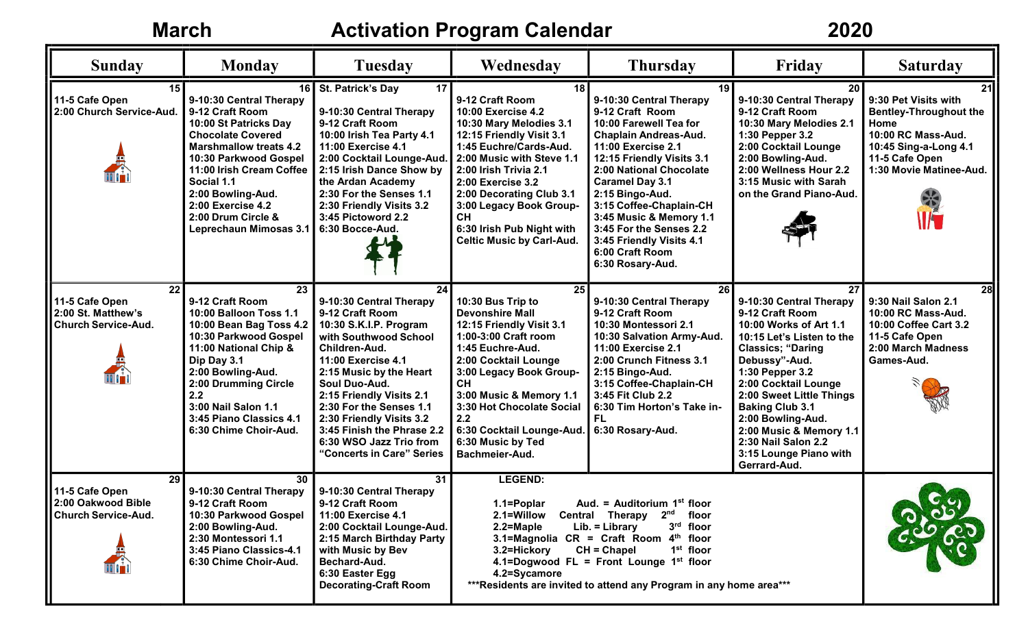# March Activation Program Calendar 2020

| Sunday | Monday | Tuesday | Wednesday | Thursday | Friday | Saturday |
|---|---|---|---|---|---|---|
| **15**<br>11-5 Cafe Open<br>2:00 Church Service-Aud. | **16**<br>9-10:30 Central Therapy<br>9-12 Craft Room<br>10:00 St Patricks Day Chocolate Covered Marshmallow treats 4.2<br>10:30 Parkwood Gospel<br>11:00 Irish Cream Coffee Social 1.1<br>2:00 Bowling-Aud.<br>2:00 Exercise 4.2<br>2:00 Drum Circle & Leprechaun Mimosas 3.1 | **17** St. Patrick's Day<br>9-10:30 Central Therapy<br>9-12 Craft Room<br>10:00 Irish Tea Party 4.1<br>11:00 Exercise 4.1<br>2:00 Cocktail Lounge-Aud.<br>2:15 Irish Dance Show by the Ardan Academy<br>2:30 For the Senses 1.1<br>2:30 Friendly Visits 3.2<br>3:45 Pictoword 2.2<br>6:30 Bocce-Aud. | **18**<br>9-12 Craft Room<br>10:00 Exercise 4.2<br>10:30 Mary Melodies 3.1<br>12:15 Friendly Visit 3.1<br>1:45 Euchre/Cards-Aud.<br>2:00 Music with Steve 1.1<br>2:00 Irish Trivia 2.1<br>2:00 Exercise 3.2<br>2:00 Decorating Club 3.1<br>3:00 Legacy Book Group-CH<br>6:30 Irish Pub Night with Celtic Music by Carl-Aud. | **19**<br>9-10:30 Central Therapy<br>9-12 Craft Room<br>10:00 Farewell Tea for Chaplain Andreas-Aud.<br>11:00 Exercise 2.1<br>12:15 Friendly Visits 3.1<br>2:00 National Chocolate Caramel Day 3.1<br>2:15 Bingo-Aud.<br>3:15 Coffee-Chaplain-CH<br>3:45 Music & Memory 1.1<br>3:45 For the Senses 2.2<br>3:45 Friendly Visits 4.1<br>6:00 Craft Room<br>6:30 Rosary-Aud. | **20**<br>9-10:30 Central Therapy<br>9-12 Craft Room<br>10:30 Mary Melodies 2.1<br>1:30 Pepper 3.2<br>2:00 Cocktail Lounge<br>2:00 Bowling-Aud.<br>2:00 Wellness Hour 2.2<br>3:15 Music with Sarah on the Grand Piano-Aud. | **21**<br>9:30 Pet Visits with Bentley-Throughout the Home<br>10:00 RC Mass-Aud.<br>10:45 Sing-a-Long 4.1<br>11-5 Cafe Open<br>1:30 Movie Matinee-Aud. |
| **22**<br>11-5 Cafe Open<br>2:00 St. Matthew's Church Service-Aud. | **23**<br>9-12 Craft Room<br>10:00 Balloon Toss 1.1<br>10:00 Bean Bag Toss 4.2<br>10:30 Parkwood Gospel<br>11:00 National Chip & Dip Day 3.1<br>2:00 Bowling-Aud.<br>2:00 Drumming Circle 2.2<br>3:00 Nail Salon 1.1<br>3:45 Piano Classics 4.1<br>6:30 Chime Choir-Aud. | **24**<br>9-10:30 Central Therapy<br>9-12 Craft Room<br>10:30 S.K.I.P. Program with Southwood School Children-Aud.<br>11:00 Exercise 4.1<br>2:15 Music by the Heart Soul Duo-Aud.<br>2:15 Friendly Visits 2.1<br>2:30 For the Senses 1.1<br>2:30 Friendly Visits 3.2<br>3:45 Finish the Phrase 2.2<br>6:30 WSO Jazz Trio from "Concerts in Care" Series | **25**<br>10:30 Bus Trip to Devonshire Mall<br>12:15 Friendly Visit 3.1<br>1:00-3:00 Craft room<br>1:45 Euchre-Aud.<br>2:00 Cocktail Lounge<br>3:00 Legacy Book Group-CH<br>3:00 Music & Memory 1.1<br>3:30 Hot Chocolate Social 2.2<br>6:30 Cocktail Lounge-Aud.<br>6:30 Music by Ted Bachmeier-Aud. | **26**<br>9-10:30 Central Therapy<br>9-12 Craft Room<br>10:30 Montessori 2.1<br>10:30 Salvation Army-Aud.<br>11:00 Exercise 2.1<br>2:00 Crunch Fitness 3.1<br>2:15 Bingo-Aud.<br>3:15 Coffee-Chaplain-CH<br>3:45 Fit Club 2.2<br>6:30 Tim Horton's Take in-FL<br>6:30 Rosary-Aud. | **27**<br>9-10:30 Central Therapy<br>9-12 Craft Room<br>10:00 Works of Art 1.1<br>10:15 Let's Listen to the Classics; "Daring Debussy"-Aud.<br>1:30 Pepper 3.2<br>2:00 Cocktail Lounge<br>2:00 Sweet Little Things Baking Club 3.1<br>2:00 Bowling-Aud.<br>2:00 Music & Memory 1.1<br>2:30 Nail Salon 2.2<br>3:15 Lounge Piano with Gerrard-Aud. | **28**<br>9:30 Nail Salon 2.1<br>10:00 RC Mass-Aud.<br>10:00 Coffee Cart 3.2<br>11-5 Cafe Open<br>2:00 March Madness Games-Aud. |
| **29**<br>11-5 Cafe Open<br>2:00 Oakwood Bible Church Service-Aud. | **30**<br>9-10:30 Central Therapy<br>9-12 Craft Room<br>10:30 Parkwood Gospel<br>2:00 Bowling-Aud.<br>2:30 Montessori 1.1<br>3:45 Piano Classics-4.1<br>6:30 Chime Choir-Aud. | **31**<br>9-10:30 Central Therapy<br>9-12 Craft Room<br>11:00 Exercise 4.1<br>2:00 Cocktail Lounge-Aud.<br>2:15 March Birthday Party with Music by Bev Bechard-Aud.<br>6:30 Easter Egg Decorating-Craft Room | | | | |

**LEGEND:**

| | |
|---|---|
| 1.1=Poplar | Aud. = Auditorium 1st floor |
| 2.1=Willow | Central Therapy 2nd floor |
| 2.2=Maple | Lib. = Library 3rd floor |
| 3.1=Magnolia | CR = Craft Room 4th floor |
| 3.2=Hickory | CH = Chapel 1st floor |
| 4.1=Dogwood | FL = Front Lounge 1st floor |
| 4.2=Sycamore | |

***Residents are invited to attend any Program in any home area***